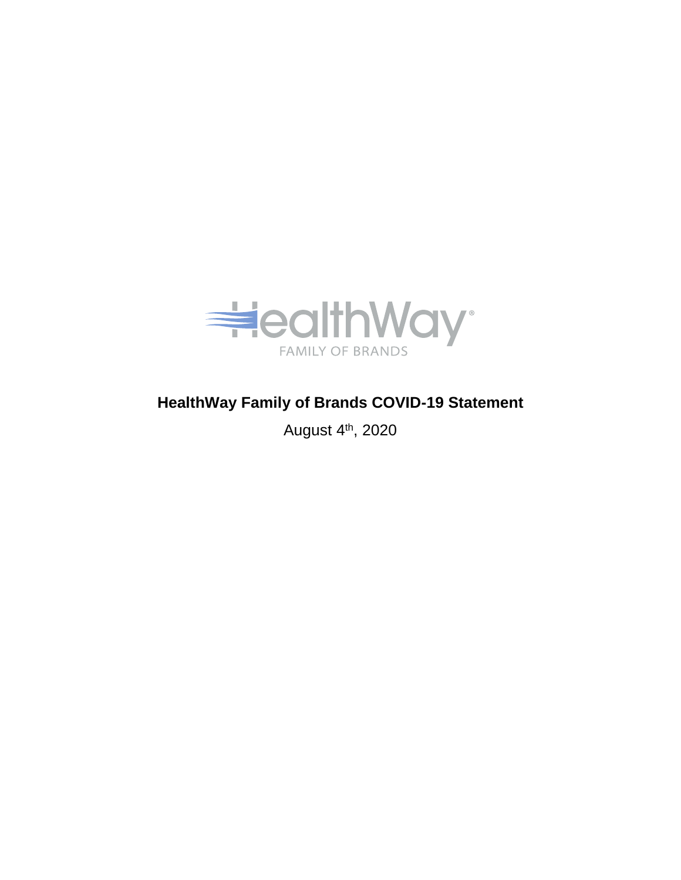HealthWay

FAMILY OF BRANDS

# HealthWay Family of Brands COVID-19 Statement

August 4th, 2020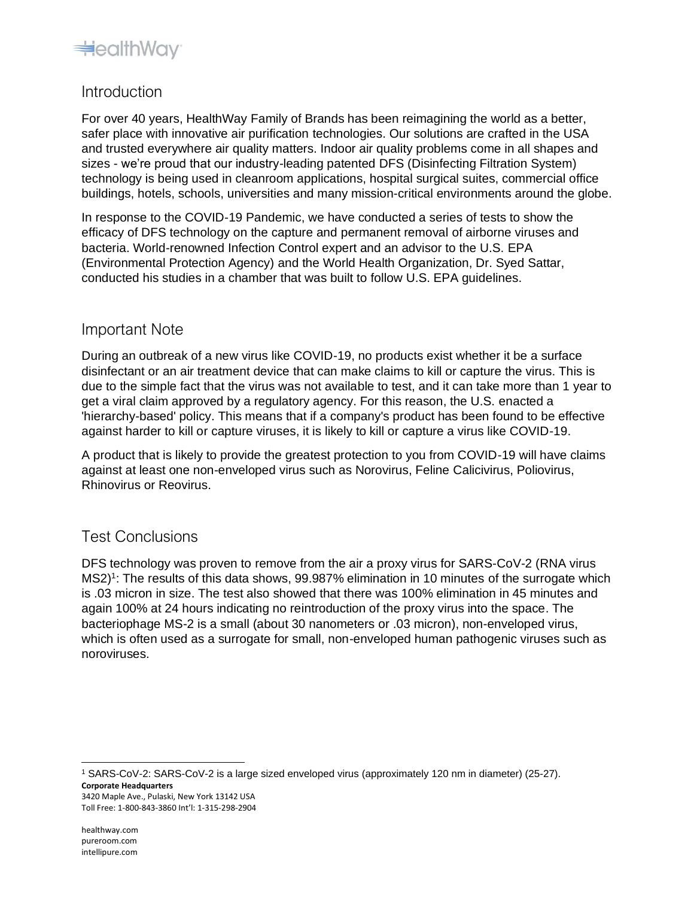## Introduction

For over 40 years, HealthWay Family of Brands has been reimagining the world as a better, safer place with innovative air purification technologies. Our solutions are crafted in the USA and trusted everywhere air quality matters. Indoor air quality problems come in all shapes and sizes - we're proud that our industry-leading patented DFS (Disinfecting Filtration System) technology is being used in cleanroom applications, hospital surgical suites, commercial office buildings, hotels, schools, universities and many mission-critical environments around the globe.

In response to the COVID-19 Pandemic, we have conducted a series of tests to show the efficacy of DFS technology on the capture and permanent removal of airborne viruses and bacteria. World-renowned Infection Control expert and an advisor to the U.S. EPA (Environmental Protection Agency) and the World Health Organization, Dr. Syed Sattar, conducted his studies in a chamber that was built to follow U.S. EPA guidelines.

## Important Note

During an outbreak of a new virus like COVID-19, no products exist whether it be a surface disinfectant or an air treatment device that can make claims to kill or capture the virus. This is due to the simple fact that the virus was not available to test, and it can take more than 1 year to get a viral claim approved by a regulatory agency. For this reason, the U.S. enacted a 'hierarchy-based' policy. This means that if a company's product has been found to be effective against harder to kill or capture viruses, it is likely to kill or capture a virus like COVID-19.

A product that is likely to provide the greatest protection to you from COVID-19 will have claims against at least one non-enveloped virus such as Norovirus, Feline Calicivirus, Poliovirus, Rhinovirus or Reovirus.

## Test Conclusions

DFS technology was proven to remove from the air a proxy virus for SARS-CoV-2 (RNA virus MS2)[1]: The results of this data shows, 99.987% elimination in 10 minutes of the surrogate which is .03 micron in size. The test also showed that there was 100% elimination in 45 minutes and again 100% at 24 hours indicating no reintroduction of the proxy virus into the space. The bacteriophage MS-2 is a small (about 30 nanometers or .03 micron), non-enveloped virus, which is often used as a surrogate for small, non-enveloped human pathogenic viruses such as noroviruses.

[1] SARS-CoV-2: SARS-CoV-2 is a large sized enveloped virus (approximately 120 nm in diameter) (25-27).

**Corporate Headquarters**
3420 Maple Ave., Pulaski, New York 13142 USA
Toll Free: 1-800-843-3860 Int'l: 1-315-298-2904

healthway.com
pureroom.com
intellipure.com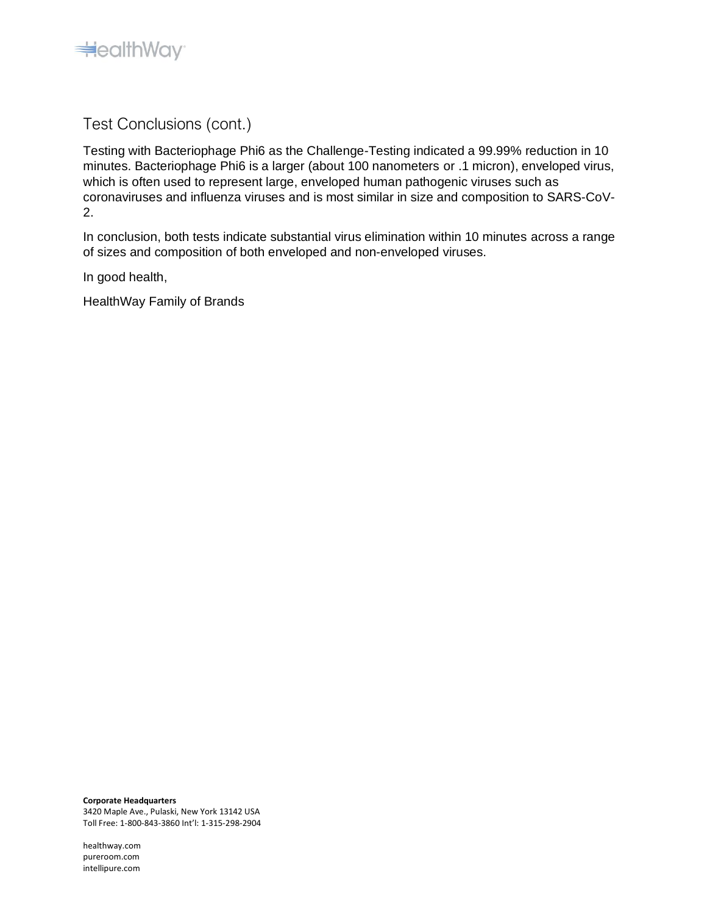## Test Conclusions (cont.)

Testing with Bacteriophage Phi6 as the Challenge-Testing indicated a 99.99% reduction in 10 minutes. Bacteriophage Phi6 is a larger (about 100 nanometers or .1 micron), enveloped virus, which is often used to represent large, enveloped human pathogenic viruses such as coronaviruses and influenza viruses and is most similar in size and composition to SARS-CoV-2.

In conclusion, both tests indicate substantial virus elimination within 10 minutes across a range of sizes and composition of both enveloped and non-enveloped viruses.

In good health,

HealthWay Family of Brands

**Corporate Headquarters**
3420 Maple Ave., Pulaski, New York 13142 USA
Toll Free: 1-800-843-3860 Int'l: 1-315-298-2904

healthway.com
pureroom.com
intellipure.com